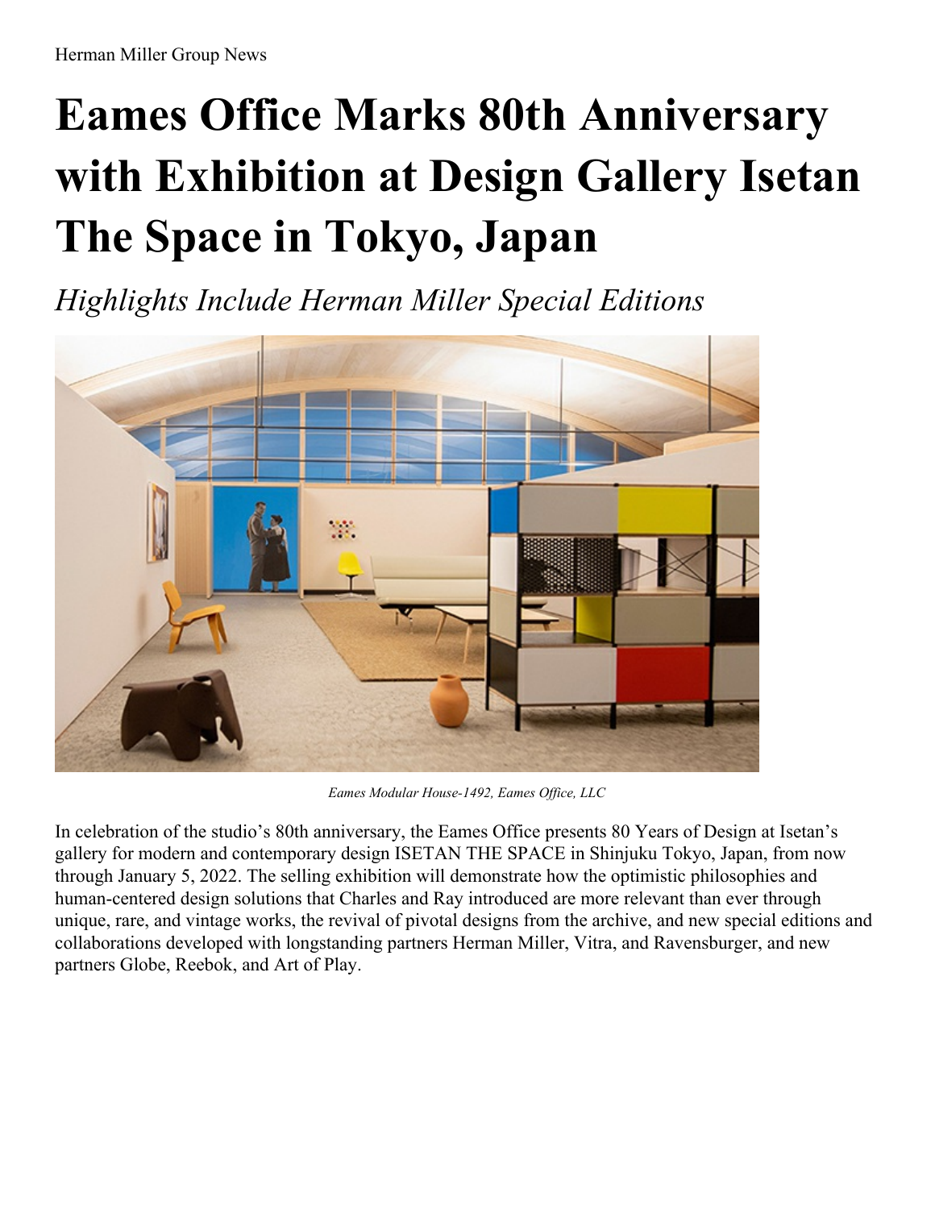Herman Miller Group News

# Eames Office Marks 80th Anniversary with Exhibition at Design Gallery Isetan The Space in Tokyo, Japan

*Highlights Include Herman Miller Special Editions*

*Eames Modular House-1492, Eames Office, LLC*

In celebration of the studio's 80th anniversary, the Eames Office presents 80 Years of Design at Isetan's gallery for modern and contemporary design ISETAN THE SPACE in Shinjuku Tokyo, Japan, from now through January 5, 2022. The selling exhibition will demonstrate how the optimistic philosophies and human-centered design solutions that Charles and Ray introduced are more relevant than ever through unique, rare, and vintage works, the revival of pivotal designs from the archive, and new special editions and collaborations developed with longstanding partners Herman Miller, Vitra, and Ravensburger, and new partners Globe, Reebok, and Art of Play.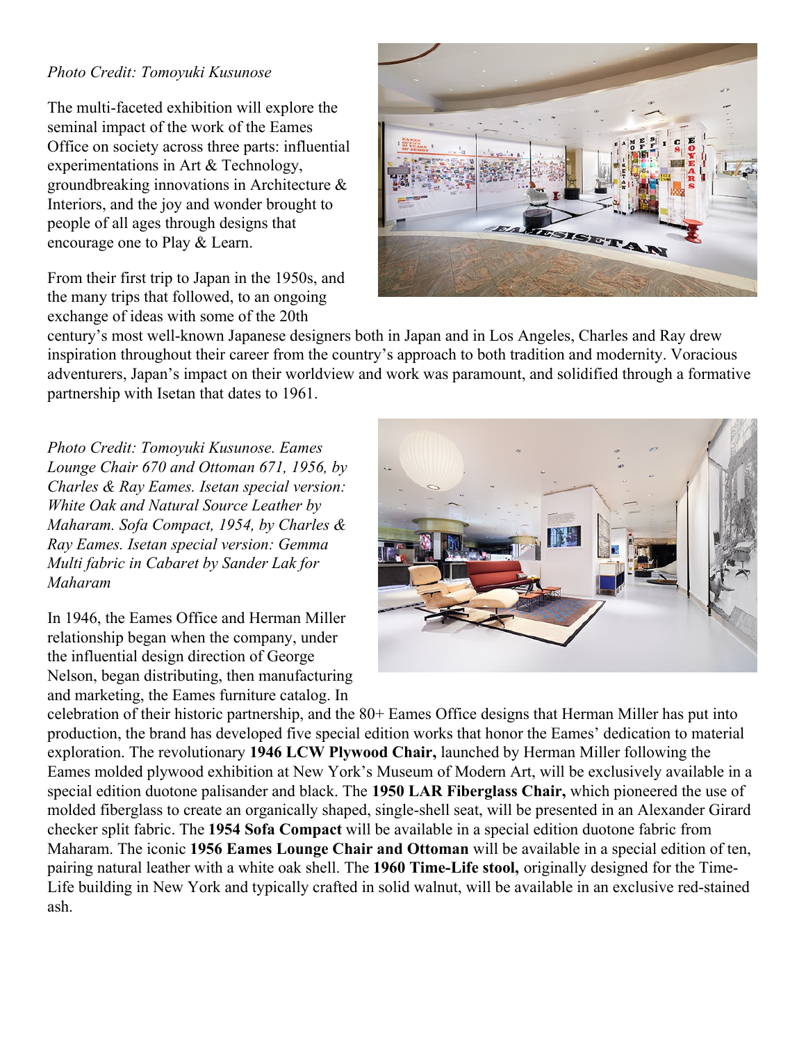*Photo Credit: Tomoyuki Kusunose*

The multi-faceted exhibition will explore the seminal impact of the work of the Eames Office on society across three parts: influential experimentations in Art & Technology, groundbreaking innovations in Architecture & Interiors, and the joy and wonder brought to people of all ages through designs that encourage one to Play & Learn.

From their first trip to Japan in the 1950s, and the many trips that followed, to an ongoing exchange of ideas with some of the 20th century's most well-known Japanese designers both in Japan and in Los Angeles, Charles and Ray drew inspiration throughout their career from the country's approach to both tradition and modernity. Voracious adventurers, Japan's impact on their worldview and work was paramount, and solidified through a formative partnership with Isetan that dates to 1961.

*Photo Credit: Tomoyuki Kusunose. Eames Lounge Chair 670 and Ottoman 671, 1956, by Charles & Ray Eames. Isetan special version: White Oak and Natural Source Leather by Maharam. Sofa Compact, 1954, by Charles & Ray Eames. Isetan special version: Gemma Multi fabric in Cabaret by Sander Lak for Maharam*

In 1946, the Eames Office and Herman Miller relationship began when the company, under the influential design direction of George Nelson, began distributing, then manufacturing and marketing, the Eames furniture catalog. In celebration of their historic partnership, and the 80+ Eames Office designs that Herman Miller has put into production, the brand has developed five special edition works that honor the Eames' dedication to material exploration. The revolutionary **1946 LCW Plywood Chair,** launched by Herman Miller following the Eames molded plywood exhibition at New York's Museum of Modern Art, will be exclusively available in a special edition duotone palisander and black. The **1950 LAR Fiberglass Chair,** which pioneered the use of molded fiberglass to create an organically shaped, single-shell seat, will be presented in an Alexander Girard checker split fabric. The **1954 Sofa Compact** will be available in a special edition duotone fabric from Maharam. The iconic **1956 Eames Lounge Chair and Ottoman** will be available in a special edition of ten, pairing natural leather with a white oak shell. The **1960 Time-Life stool,** originally designed for the Time-Life building in New York and typically crafted in solid walnut, will be available in an exclusive red-stained ash.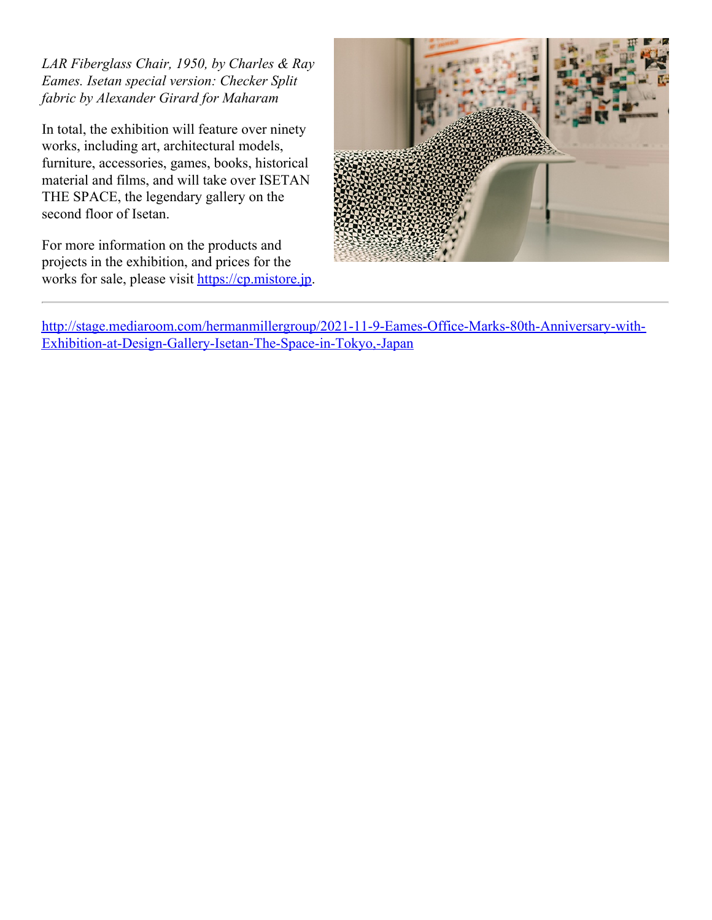*LAR Fiberglass Chair, 1950, by Charles & Ray Eames. Isetan special version: Checker Split fabric by Alexander Girard for Maharam*

In total, the exhibition will feature over ninety works, including art, architectural models, furniture, accessories, games, books, historical material and films, and will take over ISETAN THE SPACE, the legendary gallery on the second floor of Isetan.

For more information on the products and projects in the exhibition, and prices for the works for sale, please visit [https://cp.mistore.jp](https://cp.mistore.jp).

---

[http://stage.mediaroom.com/hermanmillergroup/2021-11-9-Eames-Office-Marks-80th-Anniversary-with-Exhibition-at-Design-Gallery-Isetan-The-Space-in-Tokyo,-Japan](http://stage.mediaroom.com/hermanmillergroup/2021-11-9-Eames-Office-Marks-80th-Anniversary-with-Exhibition-at-Design-Gallery-Isetan-The-Space-in-Tokyo,-Japan)